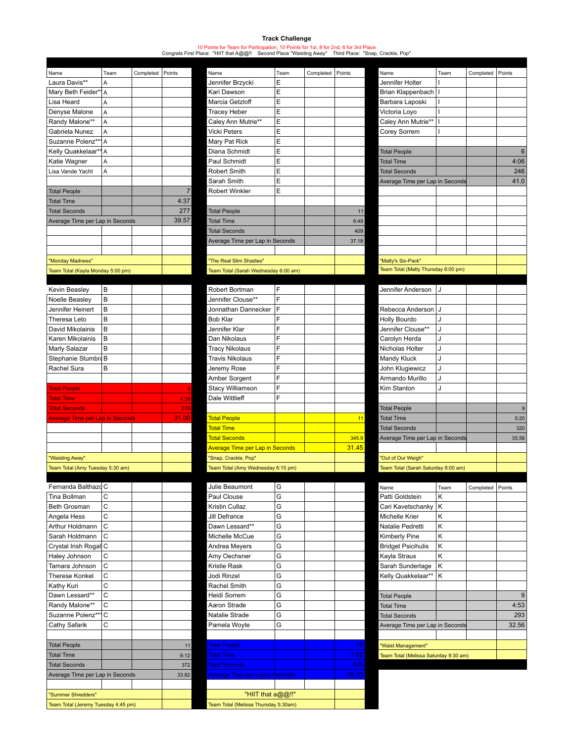# Track Challenge

10 Points for Team for Participation, 10 Points for 1st, 8 for 2nd, 6 for 3rd Place

Congrats First Place: "HIIT that A@@!! Second Place "Waisting Away" Third Place: "Snap, Crackle, Pop"

| Name | Team | Completed | Points |
|---|---|---|---|
| Laura Davis** | A | | |
| Mary Beth Feider** | A | | |
| Lisa Heard | A | | |
| Denyse Malone | A | | |
| Randy Malone** | A | | |
| Gabriela Nunez | A | | |
| Suzanne Polenz*** | A | | |
| Kelly Quakkelaar** | A | | |
| Katie Wagner | A | | |
| Lisa Vande Yacht | A | | |
| Total People | | | 7 |
| Total Time | | | 4:37 |
| Total Seconds | | | 277 |
| Average Time per Lap in Seconds | | | 39.57 |
| "Monday Madness" | | | |
| Team Total (Kayla Monday 5:00 pm) | | | |

| Name | Team | Completed | Points |
|---|---|---|---|
| Jennifer Brzycki | E | | |
| Kari Dawson | E | | |
| Marcia Getzloff | E | | |
| Tracey Heber | E | | |
| Caley Ann Mutrie** | E | | |
| Vicki Peters | E | | |
| Mary Pat Rick | E | | |
| Diana Schmidt | E | | |
| Paul Schmidt | E | | |
| Robert Smith | E | | |
| Sarah Smith | E | | |
| Robert Winkler | E | | |
| Total People | | | 11 |
| Total Time | | | 6:49 |
| Total Seconds | | | 409 |
| Average Time per Lap in Seconds | | | 37.18 |
| "The Real Slim Shadies" | | | |
| Team Total (Sarah Wednesday 6:00 am) | | | |

| Name | Team | Completed | Points |
|---|---|---|---|
| Jennifer Holter | I | | |
| Brian Klappenbach | I | | |
| Barbara Laposki | I | | |
| Victoria Loyo | I | | |
| Caley Ann Mutrie** | I | | |
| Corey Sorrem | I | | |
| Total People | | | 6 |
| Total Time | | | 4:06 |
| Total Seconds | | | 246 |
| Average Time per Lap in Seconds | | | 41.0 |
| "Matty's Six-Pack" | | | |
| Team Total (Matty Thursday 6:00 pm) | | | |

| Name | Team | Completed | Points |
|---|---|---|---|
| Kevin Beasley | B | | |
| Noelle Beasley | B | | |
| Jennifer Heinert | B | | |
| Theresa Leto | B | | |
| David Mikolainis | B | | |
| Karen Mikolainis | B | | |
| Marly Salazar | B | | |
| Stephanie Stumbra | B | | |
| Rachel Sura | B | | |
| Total People | | | 9 |
| Total Time | | | 4:39 |
| Total Seconds | | | 279 |
| Average Time per Lap in Seconds | | | 31.00 |
| "Waisting Away" | | | |
| Team Total (Amy Tuesday 5:30 am) | | | |

| Name | Team | Completed | Points |
|---|---|---|---|
| Robert Bortman | F | | |
| Jennifer Clouse** | F | | |
| Jonnathan Dannecker | F | | |
| Bob Klar | F | | |
| Jennifer Klar | F | | |
| Dan Nikolaus | F | | |
| Tracy Nikolaus | F | | |
| Travis Nikolaus | F | | |
| Jeremy Rose | F | | |
| Amber Sorgent | F | | |
| Stacy Williamson | F | | |
| Dale Wittlieff | F | | |
| Total People | | | 11 |
| Total Time | | | |
| Total Seconds | | | 345.9 |
| Average Time per Lap in Seconds | | | 31.45 |
| "Snap, Crackle, Pop" | | | |
| Team Total (Amy Wednesday 6:15 pm) | | | |

| Name | Team | Completed | Points |
|---|---|---|---|
| Jennifer Anderson | J | | |
| Rebecca Anderson | J | | |
| Holly Bourdo | J | | |
| Jennifer Clouse** | J | | |
| Carolyn Herda | J | | |
| Nicholas Holter | J | | |
| Mandy Kluck | J | | |
| John Klugiewicz | J | | |
| Armando Murillo | J | | |
| Kim Stanton | J | | |
| Total People | | | 9 |
| Total Time | | | 5:20 |
| Total Seconds | | | 320 |
| Average Time per Lap in Seconds | | | 35.56 |
| "Out of Our Weigh" | | | |
| Team Total (Sarah Saturday 8:00 am) | | | |

| Name | Team | Completed | Points |
|---|---|---|---|
| Fernanda Balthazar | C | | |
| Tina Bollman | C | | |
| Beth Grosman | C | | |
| Angela Hess | C | | |
| Arthur Holdmann | C | | |
| Sarah Holdmann | C | | |
| Crystal Irish Rogal | C | | |
| Haley Johnson | C | | |
| Tamara Johnson | C | | |
| Therese Konkel | C | | |
| Kathy Kuri | C | | |
| Dawn Lessard** | C | | |
| Randy Malone** | C | | |
| Suzanne Polenz*** | C | | |
| Cathy Safarik | C | | |
| Total People | | | 11 |
| Total Time | | | 6:12 |
| Total Seconds | | | 372 |
| Average Time per Lap in Seconds | | | 33.82 |
| "Summer Shredders" | | | |
| Team Total (Jeremy Tuesday 4:45 pm) | | | |

| Name | Team | Completed | Points |
|---|---|---|---|
| Julie Beaumont | G | | |
| Paul Clouse | G | | |
| Kristin Cullaz | G | | |
| Jill Defrance | G | | |
| Dawn Lessard** | G | | |
| Michelle McCue | G | | |
| Andrea Meyers | G | | |
| Amy Oechsner | G | | |
| Kristie Rask | G | | |
| Jodi Rinzel | G | | |
| Rachel Smith | G | | |
| Heidi Sorrem | G | | |
| Aaron Strade | G | | |
| Natalie Strade | G | | |
| Pamela Woyte | G | | |
| Total People | | | 15 |
| Total Time | | | 7:05 |
| Total Seconds | | | 425 |
| Average Time per Lap in Seconds | | | 28.33 |
| "HIIT that a@@!!" | | | |
| Team Total (Melissa Thursday 5:30am) | | | |

| Name | Team | Completed | Points |
|---|---|---|---|
| Patti Goldstein | K | | |
| Cari Kavetschanky | K | | |
| Michelle Krier | K | | |
| Natalie Pedretti | K | | |
| Kimberly Pine | K | | |
| Bridget Psicihulis | K | | |
| Kayla Straus | K | | |
| Sarah Sunderlage | K | | |
| Kelly Quakkelaar** | K | | |
| Total People | | | 9 |
| Total Time | | | 4:53 |
| Total Seconds | | | 293 |
| Average Time per Lap in Seconds | | | 32.56 |
| "Waist Management" | | | |
| Team Total (Melissa Saturday 9:30 am) | | | |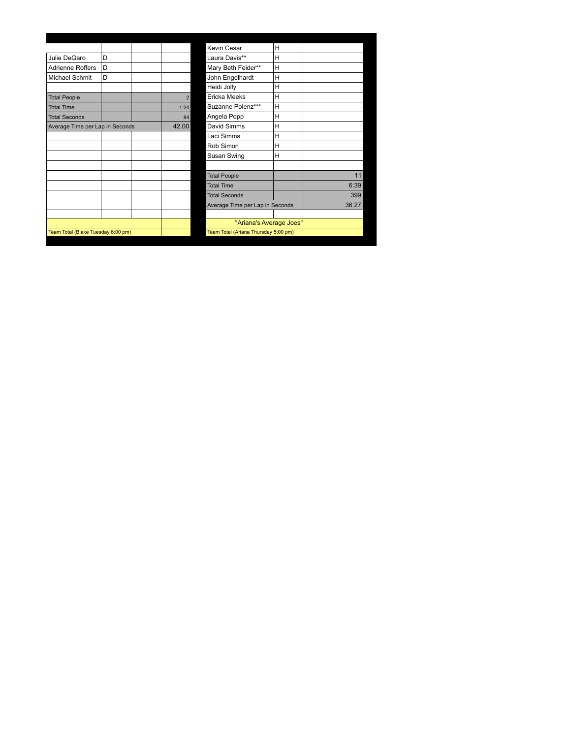| | | | |
|---|---|---|---|
| | | | |
| Julie DeGaro | D | | |
| Adrienne Roffers | D | | |
| Michael Schmit | D | | |
| | | | |
| Total People | | | 2 |
| Total Time | | | 1:24 |
| Total Seconds | | | 84 |
| Average Time per Lap in Seconds | | | 42.00 |
| | | | |
| | | | |
| | | | |
| | | | |
| | | | |
| | | | |
| | | | |
| | | | |
| | | | |
| | | | |
| Team Total (Blake Tuesday 6:00 pm) | | | |

| | | | |
|---|---|---|---|
| Kevin Cesar | H | | |
| Laura Davis** | H | | |
| Mary Beth Feider** | H | | |
| John Engelhardt | H | | |
| Heidi Jolly | H | | |
| Ericka Meeks | H | | |
| Suzanne Polenz*** | H | | |
| Angela Popp | H | | |
| David Simms | H | | |
| Laci Simms | H | | |
| Rob Simon | H | | |
| Susan Swing | H | | |
| | | | |
| Total People | | | 11 |
| Total Time | | | 6:39 |
| Total Seconds | | | 399 |
| Average Time per Lap in Seconds | | | 36.27 |
| | | | |
| "Ariana's Average Joes" | | | |
| Team Total (Ariana Thursday 5:00 pm) | | | |